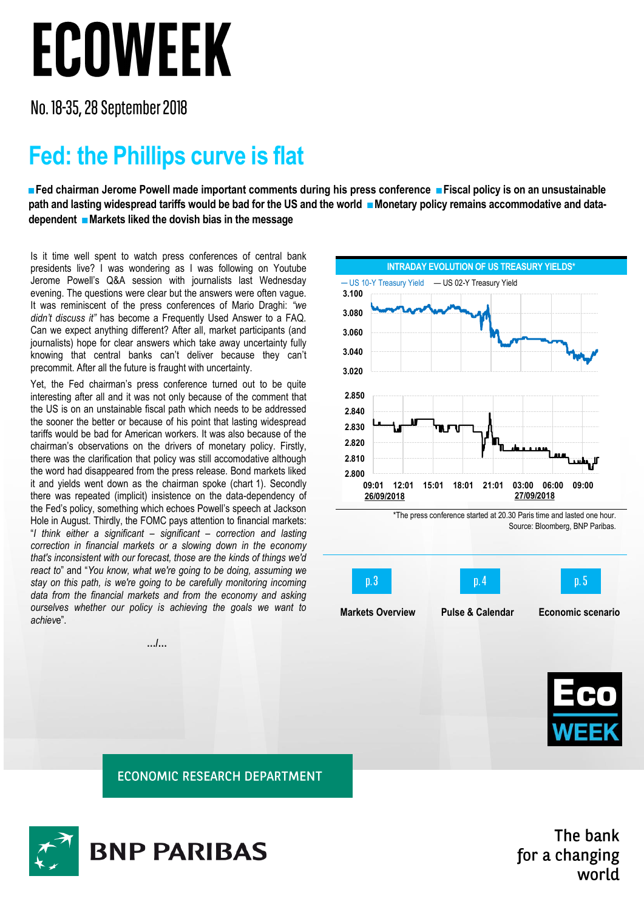# ECOWEEK

No. 18-35, 28 September 2018

## Fed: the Phillips curve is flat

■ **Fed chairman Jerome Powell made important comments during his press conference** ■ **Fiscal policy is on an unsustainable path and lasting widespread tariffs would be bad for the US and the world** ■ **Monetary policy remains accommodative and data-dependent** ■ **Markets liked the dovish bias in the message**

Is it time well spent to watch press conferences of central bank presidents live? I was wondering as I was following on Youtube Jerome Powell's Q&A session with journalists last Wednesday evening. The questions were clear but the answers were often vague. It was reminiscent of the press conferences of Mario Draghi: *"we didn't discuss it"* has become a Frequently Used Answer to a FAQ. Can we expect anything different? After all, market participants (and journalists) hope for clear answers which take away uncertainty fully knowing that central banks can't deliver because they can't precommit. After all the future is fraught with uncertainty.

Yet, the Fed chairman's press conference turned out to be quite interesting after all and it was not only because of the comment that the US is on an unstainable fiscal path which needs to be addressed the sooner the better or because of his point that lasting widespread tariffs would be bad for American workers. It was also because of the chairman's observations on the drivers of monetary policy. Firstly, there was the clarification that policy was still accomodative although the word had disappeared from the press release. Bond markets liked it and yields went down as the chairman spoke (chart 1). Secondly there was repeated (implicit) insistence on the data-dependency of the Fed's policy, something which echoes Powell's speech at Jackson Hole in August. Thirdly, the FOMC pays attention to financial markets: "*I think either a significant – significant – correction and lasting correction in financial markets or a slowing down in the economy that's inconsistent with our forecast, those are the kinds of things we'd react to*" and "*You know, what we're going to be doing, assuming we stay on this path, is we're going to be carefully monitoring incoming data from the financial markets and from the economy and asking ourselves whether our policy is achieving the goals we want to achieve*".

.../...

**INTRADAY EVOLUTION OF US TREASURY YIELDS***

*The press conference started at 20.30 Paris time and lasted one hour.
Source: Bloomberg, BNP Paribas.

p. 3 Markets Overview | p. 4 Pulse & Calendar | p. 5 Economic scenario

ECONOMIC RESEARCH DEPARTMENT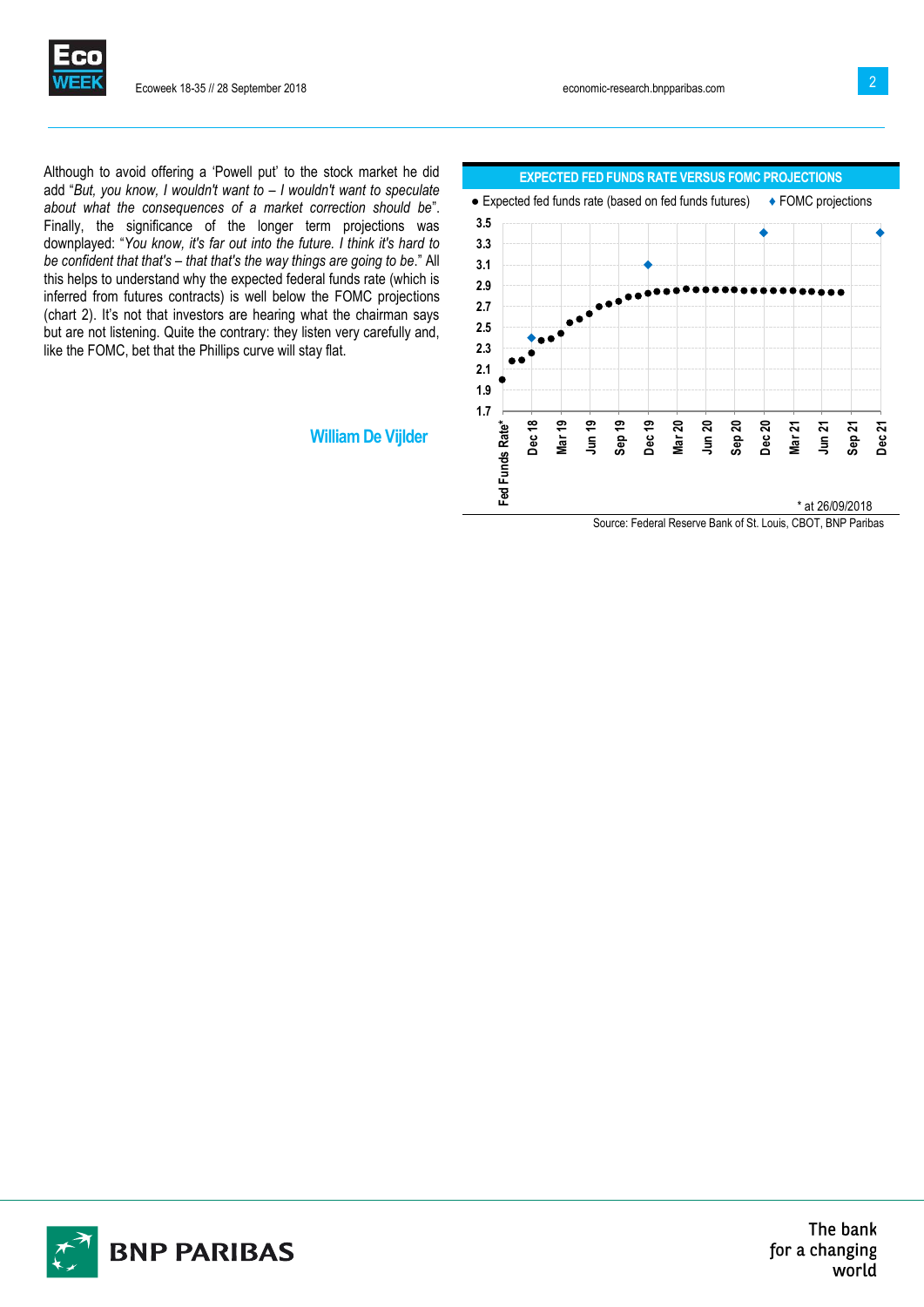Although to avoid offering a 'Powell put' to the stock market he did add "*But, you know, I wouldn't want to – I wouldn't want to speculate about what the consequences of a market correction should be*". Finally, the significance of the longer term projections was downplayed: "*You know, it's far out into the future. I think it's hard to be confident that that's – that that's the way things are going to be.*" All this helps to understand why the expected federal funds rate (which is inferred from futures contracts) is well below the FOMC projections (chart 2). It's not that investors are hearing what the chairman says but are not listening. Quite the contrary: they listen very carefully and, like the FOMC, bet that the Phillips curve will stay flat.

**William De Vijlder**

**EXPECTED FED FUNDS RATE VERSUS FOMC PROJECTIONS**

● Expected fed funds rate (based on fed funds futures) ♦ FOMC projections

3.5
3.3
3.1
2.9
2.7
2.5
2.3
2.1
1.9
1.7

Fed Funds Rate*

Dec 18, Mar 19, Jun 19, Sep 19, Dec 19, Mar 20, Jun 20, Sep 20, Dec 20, Mar 21, Jun 21, Sep 21, Dec 21

\* at 26/09/2018

Source: Federal Reserve Bank of St. Louis, CBOT, BNP Paribas